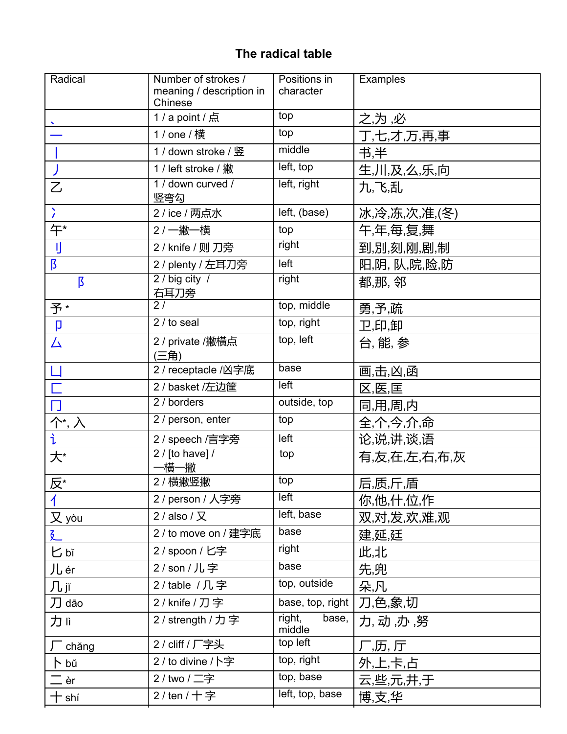# The radical table

| Radical | Number of strokes / meaning / description in Chinese | Positions in character | Examples |
|---|---|---|---|
| 丶 | 1 / a point / 点 | top | 之,为 ,必 |
| 一 | 1 / one / 横 | top | 丁,七,才,万,再,事 |
| 丨 | 1 / down stroke / 竖 | middle | 书,半 |
| 丿 | 1 / left stroke / 撇 | left, top | 生,川,及,么,乐,向 |
| 乙 | 1 / down curved / 竖弯勾 | left, right | 九,飞,乱 |
| 冫 | 2 / ice / 两点水 | left, (base) | 冰,冷,冻,次,准,(冬) |
| 午* | 2 / 一撇一横 | top | 午,年,每,复,舞 |
| 刂 | 2 / knife / 则 刀旁 | right | 到,别,刻,刚,剧,制 |
| 阝 | 2 / plenty / 左耳刀旁 | left | 阳,阴, 队,院,险,防 |
| 阝 | 2 / big city / 右耳刀旁 | right | 都,那, 邻 |
| 予 * | 2 / | top, middle | 勇,予,疏 |
| 卩 | 2 / to seal | top, right | 卫,印,卸 |
| 厶 | 2 / private /撇横点 (三角) | top, left | 台, 能, 参 |
| 凵 | 2 / receptacle /凶字底 | base | 画,击,凶,函 |
| 匚 | 2 / basket /左边筐 | left | 区,医,匡 |
| 冂 | 2 / borders | outside, top | 同,用,周,内 |
| 个*, 入 | 2 / person, enter | top | 全,个,今,介,命 |
| 讠 | 2 / speech /言字旁 | left | 论,说,讲,谈,语 |
| 大* | 2 / [to have] / 一横一撇 | top | 有,友,在,左,右,布,灰 |
| 反* | 2 / 横撇竖撇 | top | 后,质,斤,盾 |
| 亻 | 2 / person / 人字旁 | left | 你,他,什,位,作 |
| 又 yòu | 2 / also / 又 | left, base | 双,对,发,欢,难,观 |
| 廴 | 2 / to move on / 建字底 | base | 建,延,廷 |
| 匕 bǐ | 2 / spoon / 匕字 | right | 此,北 |
| 儿 ér | 2 / son / 儿 字 | base | 先,兜 |
| 几 jǐ | 2 / table / 几 字 | top, outside | 朵,凡 |
| 刀 dāo | 2 / knife / 刀 字 | base, top, right | 刀,色,象,切 |
| 力 lì | 2 / strength / 力 字 | right, base, middle | 力, 动 ,办 ,努 |
| 厂 chǎng | 2 / cliff / 厂字头 | top left | 厂,历, 厅 |
| 卜 bǔ | 2 / to divine / 卜字 | top, right | 外,上,卡,占 |
| 二 èr | 2 / two / 二字 | top, base | 云,些,元,井,于 |
| 十 shí | 2 / ten / 十 字 | left, top, base | 博,支,华 |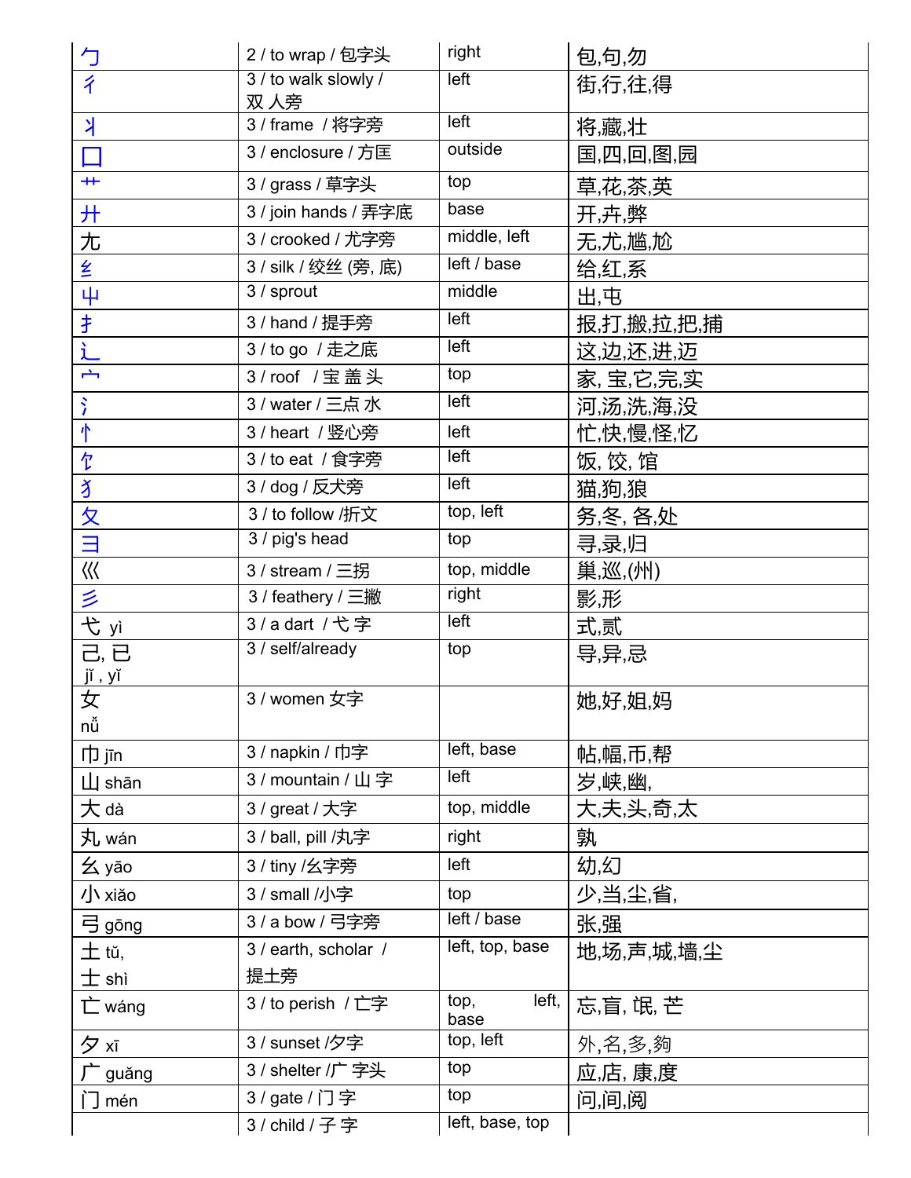| | | | |
|---|---|---|---|
| 勹 | 2 / to wrap / 包字头 | right | 包,句,勿 |
| 彳 | 3 / to walk slowly / 双 人旁 | left | 街,行,往,得 |
| 丬 | 3 / frame / 将字旁 | left | 将,藏,壮 |
| 囗 | 3 / enclosure / 方匡 | outside | 国,四,回,图,园 |
| 艹 | 3 / grass / 草字头 | top | 草,花,茶,英 |
| 廾 | 3 / join hands / 弄字底 | base | 开,卉,弊 |
| 尢 | 3 / crooked / 尤字旁 | middle, left | 无,尤,尴,尬 |
| 纟 | 3 / silk / 绞丝 (旁, 底) | left / base | 给,红,系 |
| 屮 | 3 / sprout | middle | 出,屯 |
| 扌 | 3 / hand / 提手旁 | left | 报,打,搬,拉,把,捕 |
| 辶 | 3 / to go / 走之底 | left | 这,边,还,进,迈 |
| 宀 | 3 / roof / 宝 盖 头 | top | 家, 宝,它,完,实 |
| 氵 | 3 / water / 三点 水 | left | 河,汤,洗,海,没 |
| 忄 | 3 / heart / 竖心旁 | left | 忙,快,慢,怪,忆 |
| 饣 | 3 / to eat / 食字旁 | left | 饭, 饺, 馆 |
| 犭 | 3 / dog / 反犬旁 | left | 猫,狗,狼 |
| 夂 | 3 / to follow /折文 | top, left | 务,冬, 各,处 |
| 彐 | 3 / pig's head | top | 寻,录,归 |
| 巛 | 3 / stream / 三拐 | top, middle | 巢,巡,(州) |
| 彡 | 3 / feathery / 三撇 | right | 影,形 |
| 弋 yì | 3 / a dart / 弋 字 | left | 式,贰 |
| 己, 已 jǐ , yǐ | 3 / self/already | top | 导,异,忌 |
| 女 nǚ | 3 / women 女字 | | 她,好,姐,妈 |
| 巾 jīn | 3 / napkin / 巾字 | left, base | 帖,幅,币,帮 |
| 山 shān | 3 / mountain / 山 字 | left | 岁,峡,豳, |
| 大 dà | 3 / great / 大字 | top, middle | 大,夫,头,奇,太 |
| 丸 wán | 3 / ball, pill /丸字 | right | 孰 |
| 幺 yāo | 3 / tiny /幺字旁 | left | 幼,幻 |
| 小 xiǎo | 3 / small /小字 | top | 少,当,尘,省, |
| 弓 gōng | 3 / a bow / 弓字旁 | left / base | 张,强 |
| 土 tǔ, 士 shì | 3 / earth, scholar / 提土旁 | left, top, base | 地,场,声,城,墙,尘 |
| 亡 wáng | 3 / to perish / 亡字 | top, left, base | 忘,盲, 氓, 芒 |
| 夕 xī | 3 / sunset /夕字 | top, left | 外,名,多,夠 |
| 广 guǎng | 3 / shelter /广 字头 | top | 应,店, 康,度 |
| 门 mén | 3 / gate / 门 字 | top | 问,间,阅 |
| | 3 / child / 子 字 | left, base, top | |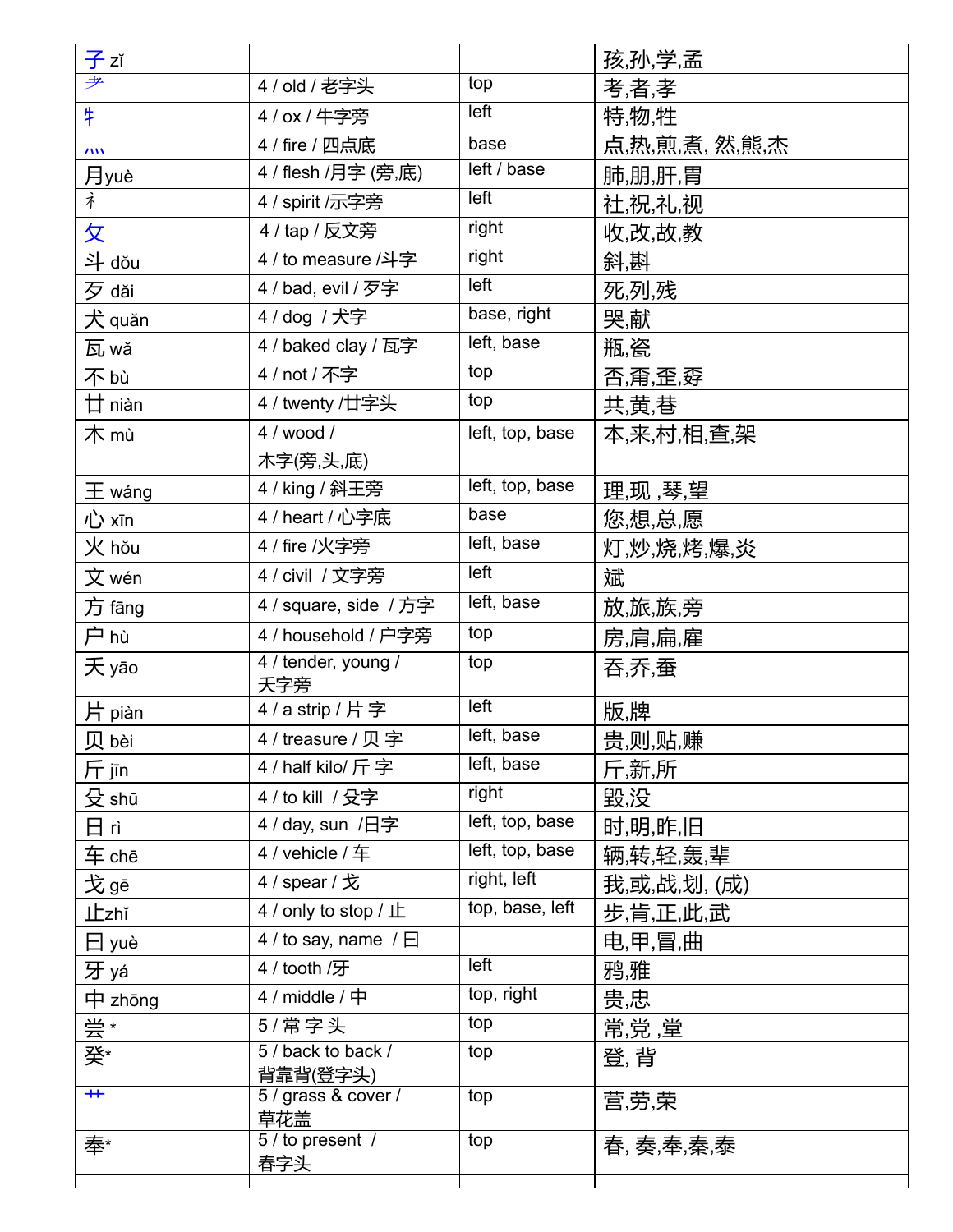| | | | |
|---|---|---|---|
| 子 zǐ | | | 孩,孙,学,孟 |
| 耂 | 4 / old / 老字头 | top | 考,者,孝 |
| 牜 | 4 / ox / 牛字旁 | left | 特,物,牲 |
| 灬 | 4 / fire / 四点底 | base | 点,热,煎,煮, 然,熊,杰 |
| 月yuè | 4 / flesh /月字 (旁,底) | left / base | 肺,朋,肝,胃 |
| 礻 | 4 / spirit /示字旁 | left | 社,祝,礼,视 |
| 攵 | 4 / tap / 反文旁 | right | 收,改,故,教 |
| 斗 dǒu | 4 / to measure /斗字 | right | 斜,斟 |
| 歹 dǎi | 4 / bad, evil / 歹字 | left | 死,列,残 |
| 犬 quǎn | 4 / dog / 犬字 | base, right | 哭,献 |
| 瓦 wǎ | 4 / baked clay / 瓦字 | left, base | 瓶,瓷 |
| 不 bù | 4 / not / 不字 | top | 否,甭,歪,孬 |
| 廿 niàn | 4 / twenty /廿字头 | top | 共,黄,巷 |
| 木 mù | 4 / wood / 木字(旁,头,底) | left, top, base | 本,来,村,相,查,架 |
| 王 wáng | 4 / king / 斜王旁 | left, top, base | 理,现 ,琴,望 |
| 心 xīn | 4 / heart / 心字底 | base | 您,想,总,愿 |
| 火 hǒu | 4 / fire /火字旁 | left, base | 灯,炒,烧,烤,爆,炎 |
| 文 wén | 4 / civil / 文字旁 | left | 斌 |
| 方 fāng | 4 / square, side / 方字 | left, base | 放,旅,族,旁 |
| 户 hù | 4 / household / 户字旁 | top | 房,肩,扁,雇 |
| 夭 yāo | 4 / tender, young / 夭字旁 | top | 吞,乔,蚕 |
| 片 piàn | 4 / a strip / 片 字 | left | 版,牌 |
| 贝 bèi | 4 / treasure / 贝 字 | left, base | 贵,则,贴,赚 |
| 斤 jīn | 4 / half kilo/ 斤 字 | left, base | 斤,新,所 |
| 殳 shū | 4 / to kill / 殳字 | right | 毁,没 |
| 日 rì | 4 / day, sun /日字 | left, top, base | 时,明,昨,旧 |
| 车 chē | 4 / vehicle / 车 | left, top, base | 辆,转,轻,轰,辈 |
| 戈 gē | 4 / spear / 戈 | right, left | 我,或,战,划, (成) |
| 止zhǐ | 4 / only to stop / 止 | top, base, left | 步,肯,正,此,武 |
| 曰 yuè | 4 / to say, name / 曰 | | 电,甲,冒,曲 |
| 牙 yá | 4 / tooth /牙 | left | 鸦,雅 |
| 中 zhōng | 4 / middle / 中 | top, right | 贵,忠 |
| 尝 * | 5 / 常 字 头 | top | 常,党 ,堂 |
| 癶* | 5 / back to back / 背靠背(登字头) | top | 登, 背 |
| 艹 | 5 / grass & cover / 草花盖 | top | 营,劳,荣 |
| 奉* | 5 / to present / 春字头 | top | 春, 奏,奉,秦,泰 |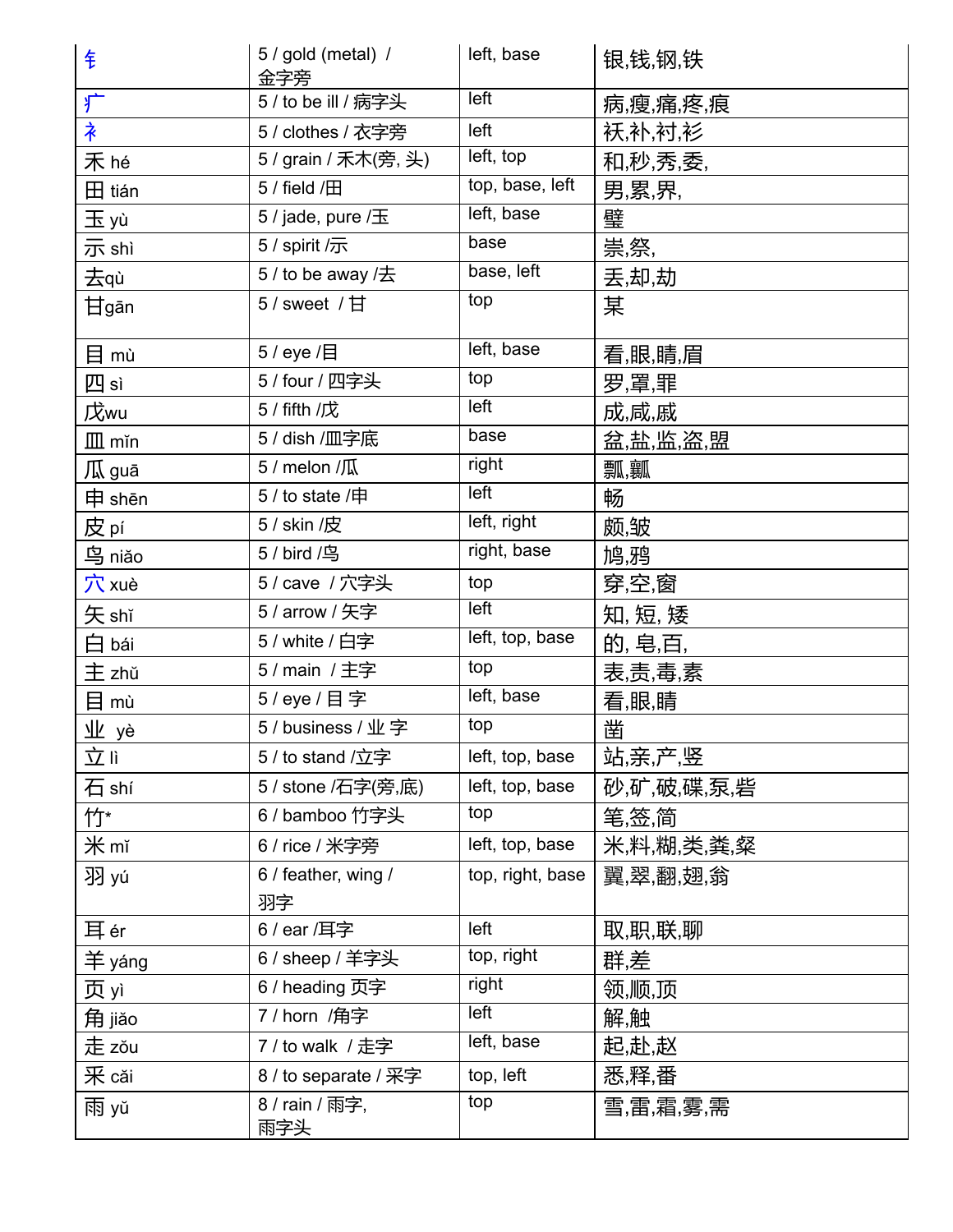| | | | |
|---|---|---|---|
| 钅 | 5 / gold (metal) / 金字旁 | left, base | 银,钱,钢,铁 |
| 疒 | 5 / to be ill / 病字头 | left | 病,瘦,痛,疼,痕 |
| 衤 | 5 / clothes / 衣字旁 | left | 袄,补,衬,衫 |
| 禾 hé | 5 / grain / 禾木(旁, 头) | left, top | 和,秒,秀,委, |
| 田 tián | 5 / field /田 | top, base, left | 男,累,界, |
| 玉 yù | 5 / jade, pure /玉 | left, base | 璧 |
| 示 shì | 5 / spirit /示 | base | 崇,祭, |
| 去qù | 5 / to be away /去 | base, left | 丢,却,劫 |
| 甘gān | 5 / sweet / 甘 | top | 某 |
| 目 mù | 5 / eye /目 | left, base | 看,眼,睛,眉 |
| 四 sì | 5 / four / 四字头 | top | 罗,罩,罪 |
| 戊wu | 5 / fifth /戊 | left | 成,咸,戚 |
| 皿 mǐn | 5 / dish /皿字底 | base | 盆,盐,监,盗,盟 |
| 瓜 guā | 5 / melon /瓜 | right | 瓢,瓤 |
| 申 shēn | 5 / to state /申 | left | 畅 |
| 皮 pí | 5 / skin /皮 | left, right | 颇,皱 |
| 鸟 niǎo | 5 / bird /鸟 | right, base | 鸠,鸦 |
| 穴 xuè | 5 / cave / 穴字头 | top | 穿,空,窗 |
| 矢 shǐ | 5 / arrow / 矢字 | left | 知, 短, 矮 |
| 白 bái | 5 / white / 白字 | left, top, base | 的, 皂,百, |
| 主 zhǔ | 5 / main / 主字 | top | 表,责,毒,素 |
| 目 mù | 5 / eye / 目 字 | left, base | 看,眼,睛 |
| 业 yè | 5 / business / 业 字 | top | 凿 |
| 立 lì | 5 / to stand /立字 | left, top, base | 站,亲,产,竖 |
| 石 shí | 5 / stone /石字(旁,底) | left, top, base | 砂,矿,破,碟,泵,岩 |
| 竹* | 6 / bamboo 竹字头 | top | 笔,签,简 |
| 米 mǐ | 6 / rice / 米字旁 | left, top, base | 米,料,糊,类,粪,粲 |
| 羽 yú | 6 / feather, wing / 羽字 | top, right, base | 翼,翠,翻,翅,翁 |
| 耳 ér | 6 / ear /耳字 | left | 取,职,联,聊 |
| 羊 yáng | 6 / sheep / 羊字头 | top, right | 群,差 |
| 页 yì | 6 / heading 页字 | right | 领,顺,顶 |
| 角 jiāo | 7 / horn /角字 | left | 解,触 |
| 走 zǒu | 7 / to walk / 走字 | left, base | 起,赴,赵 |
| 采 cǎi | 8 / to separate / 采字 | top, left | 悉,释,番 |
| 雨 yǔ | 8 / rain / 雨字, 雨字头 | top | 雪,雷,霜,雾,需 |